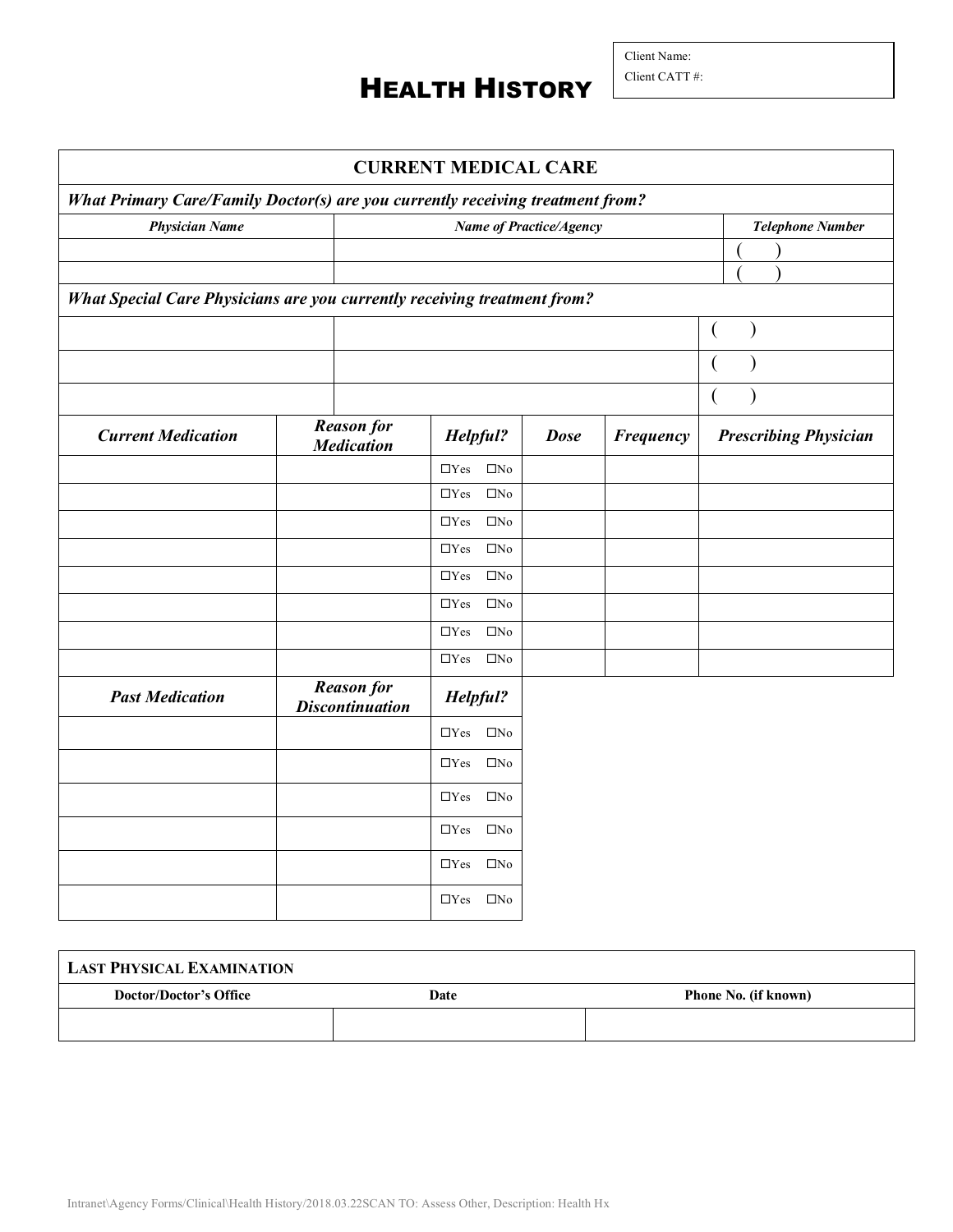Client Name:
Client CATT #:

# HEALTH HISTORY

## CURRENT MEDICAL CARE

***What Primary Care/Family Doctor(s) are you currently receiving treatment from?***

| ***Physician Name*** | ***Name of Practice/Agency*** | ***Telephone Number*** |
|---|---|---|
| | | (     ) |
| | | (     ) |

***What Special Care Physicians are you currently receiving treatment from?***

| | | |
|---|---|---|
| | | (     ) |
| | | (     ) |
| | | (     ) |

| ***Current Medication*** | ***Reason for Medication*** | ***Helpful?*** | ***Dose*** | ***Frequency*** | ***Prescribing Physician*** |
|---|---|---|---|---|---|
| | | ☐Yes ☐No | | | |
| | | ☐Yes ☐No | | | |
| | | ☐Yes ☐No | | | |
| | | ☐Yes ☐No | | | |
| | | ☐Yes ☐No | | | |
| | | ☐Yes ☐No | | | |
| | | ☐Yes ☐No | | | |
| | | ☐Yes ☐No | | | |

| ***Past Medication*** | ***Reason for Discontinuation*** | ***Helpful?*** |
|---|---|---|
| | | ☐Yes ☐No |
| | | ☐Yes ☐No |
| | | ☐Yes ☐No |
| | | ☐Yes ☐No |
| | | ☐Yes ☐No |
| | | ☐Yes ☐No |

## LAST PHYSICAL EXAMINATION

| **Doctor/Doctor's Office** | **Date** | **Phone No. (if known)** |
|---|---|---|
| | | |

Intranet\Agency Forms/Clinical\Health History/2018.03.22SCAN TO: Assess Other, Description: Health Hx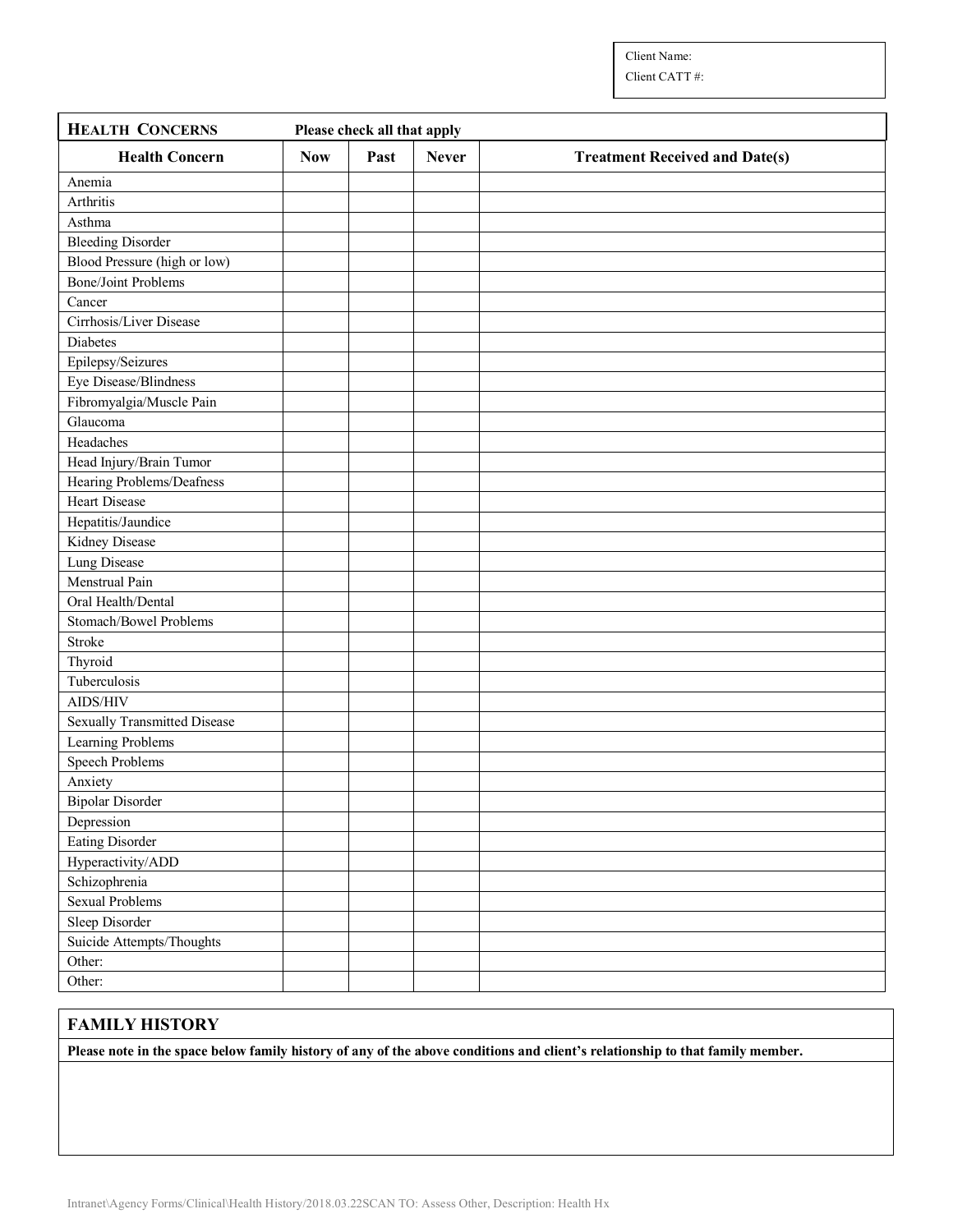Client Name:

Client CATT #:

## HEALTH CONCERNS — Please check all that apply

| Health Concern | Now | Past | Never | Treatment Received and Date(s) |
|---|---|---|---|---|
| Anemia | | | | |
| Arthritis | | | | |
| Asthma | | | | |
| Bleeding Disorder | | | | |
| Blood Pressure (high or low) | | | | |
| Bone/Joint Problems | | | | |
| Cancer | | | | |
| Cirrhosis/Liver Disease | | | | |
| Diabetes | | | | |
| Epilepsy/Seizures | | | | |
| Eye Disease/Blindness | | | | |
| Fibromyalgia/Muscle Pain | | | | |
| Glaucoma | | | | |
| Headaches | | | | |
| Head Injury/Brain Tumor | | | | |
| Hearing Problems/Deafness | | | | |
| Heart Disease | | | | |
| Hepatitis/Jaundice | | | | |
| Kidney Disease | | | | |
| Lung Disease | | | | |
| Menstrual Pain | | | | |
| Oral Health/Dental | | | | |
| Stomach/Bowel Problems | | | | |
| Stroke | | | | |
| Thyroid | | | | |
| Tuberculosis | | | | |
| AIDS/HIV | | | | |
| Sexually Transmitted Disease | | | | |
| Learning Problems | | | | |
| Speech Problems | | | | |
| Anxiety | | | | |
| Bipolar Disorder | | | | |
| Depression | | | | |
| Eating Disorder | | | | |
| Hyperactivity/ADD | | | | |
| Schizophrenia | | | | |
| Sexual Problems | | | | |
| Sleep Disorder | | | | |
| Suicide Attempts/Thoughts | | | | |
| Other: | | | | |
| Other: | | | | |

## FAMILY HISTORY

**Please note in the space below family history of any of the above conditions and client's relationship to that family member.**

Intranet\Agency Forms/Clinical\Health History/2018.03.22SCAN TO: Assess Other, Description: Health Hx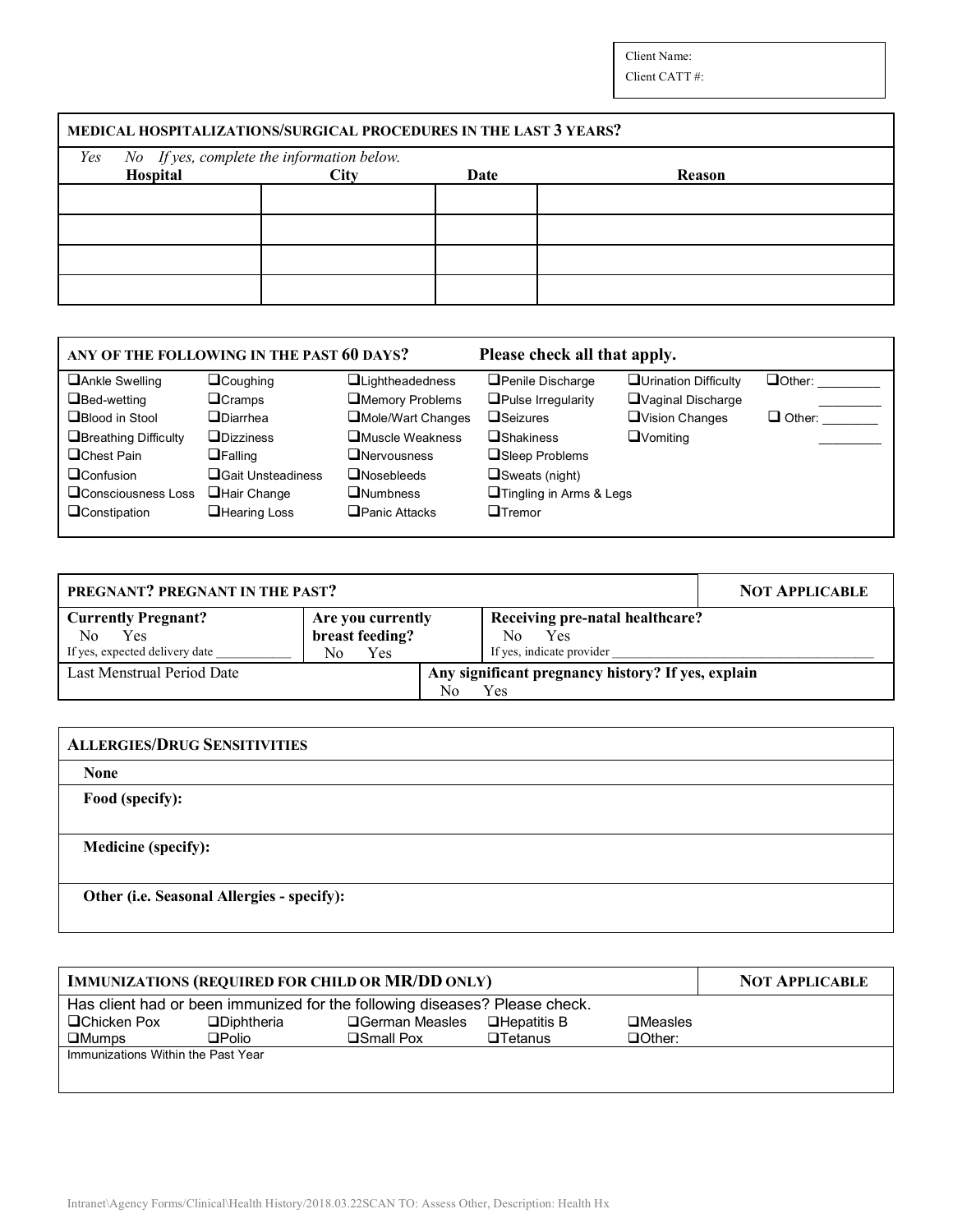Client Name:

Client CATT #:

**MEDICAL HOSPITALIZATIONS/SURGICAL PROCEDURES IN THE LAST 3 YEARS?**

*Yes No If yes, complete the information below.*

| Hospital | City | Date | Reason |
|---|---|---|---|
| | | | |
| | | | |
| | | | |
| | | | |

**ANY OF THE FOLLOWING IN THE PAST 60 DAYS?** **Please check all that apply.**

| | | | | | |
|---|---|---|---|---|---|
| ❑Ankle Swelling | ❑Coughing | ❑Lightheadedness | ❑Penile Discharge | ❑Urination Difficulty | ❑Other: ________ |
| ❑Bed-wetting | ❑Cramps | ❑Memory Problems | ❑Pulse Irregularity | ❑Vaginal Discharge | ________ |
| ❑Blood in Stool | ❑Diarrhea | ❑Mole/Wart Changes | ❑Seizures | ❑Vision Changes | ❑ Other: ________ |
| ❑Breathing Difficulty | ❑Dizziness | ❑Muscle Weakness | ❑Shakiness | ❑Vomiting | ________ |
| ❑Chest Pain | ❑Falling | ❑Nervousness | ❑Sleep Problems | | |
| ❑Confusion | ❑Gait Unsteadiness | ❑Nosebleeds | ❑Sweats (night) | | |
| ❑Consciousness Loss | ❑Hair Change | ❑Numbness | ❑Tingling in Arms & Legs | | |
| ❑Constipation | ❑Hearing Loss | ❑Panic Attacks | ❑Tremor | | |

**PREGNANT? PREGNANT IN THE PAST?** **NOT APPLICABLE**

| | | |
|---|---|---|
| **Currently Pregnant?** No Yes<br>If yes, expected delivery date ________ | **Are you currently breast feeding?** No Yes | **Receiving pre-natal healthcare?** No Yes<br>If yes, indicate provider ________ |
| Last Menstrual Period Date | | **Any significant pregnancy history? If yes, explain** No Yes |

**ALLERGIES/DRUG SENSITIVITIES**

**None**

**Food (specify):**

**Medicine (specify):**

**Other (i.e. Seasonal Allergies - specify):**

**IMMUNIZATIONS (REQUIRED FOR CHILD OR MR/DD ONLY)** **NOT APPLICABLE**

Has client had or been immunized for the following diseases? Please check.

| | | | | |
|---|---|---|---|---|
| ❑Chicken Pox | ❑Diphtheria | ❑German Measles | ❑Hepatitis B | ❑Measles |
| ❑Mumps | ❑Polio | ❑Small Pox | ❑Tetanus | ❑Other: |

Immunizations Within the Past Year

Intranet\Agency Forms/Clinical\Health History/2018.03.22SCAN TO: Assess Other, Description: Health Hx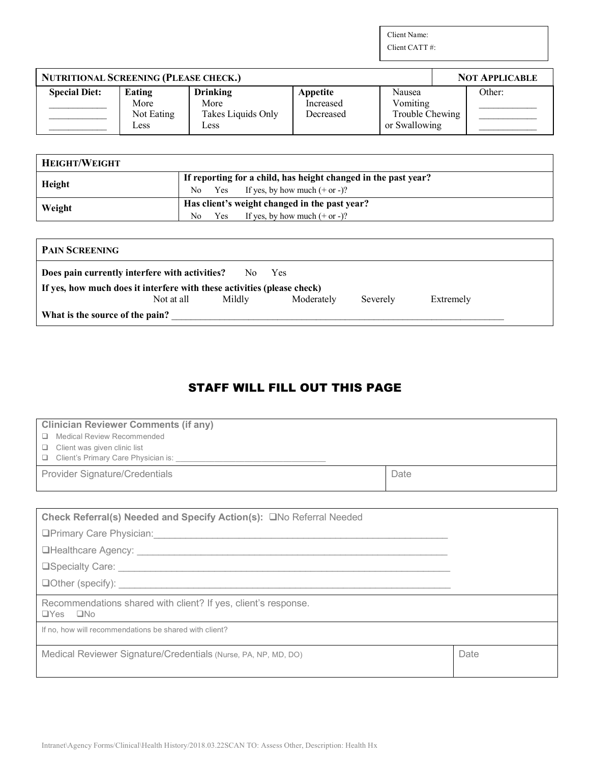| |
|---|
| Client Name: |
| Client CATT #: |

| NUTRITIONAL SCREENING (PLEASE CHECK.) | | | | | NOT APPLICABLE |
|---|---|---|---|---|---|
| **Special Diet:** | **Eating** | **Drinking** | **Appetite** | Nausea | Other: |
| ___________ | More | More | Increased | Vomiting | ___________ |
| ___________ | Not Eating | Takes Liquids Only | Decreased | Trouble Chewing or Swallowing | ___________ |
| ___________ | Less | Less | | | ___________ |

| **HEIGHT/WEIGHT** | |
|---|---|
| **Height** | **If reporting for a child, has height changed in the past year?** No Yes If yes, by how much (+ or -)? |
| **Weight** | **Has client's weight changed in the past year?** No Yes If yes, by how much (+ or -)? |

**PAIN SCREENING**

**Does pain currently interfere with activities?** No Yes

**If yes, how much does it interfere with these activities (please check)**
Not at all Mildly Moderately Severely Extremely

**What is the source of the pain?** ______________________________________________________________________

## STAFF WILL FILL OUT THIS PAGE

| Clinician Reviewer Comments (if any) | |
|---|---|
| ❑ Medical Review Recommended<br>❑ Client was given clinic list<br>❑ Client's Primary Care Physician is: ___________________________________ | |
| Provider Signature/Credentials | Date |

| Check Referral(s) Needed and Specify Action(s): ❑No Referral Needed | |
|---|---|
| ❑Primary Care Physician:_________________________________________________________ | |
| ❑Healthcare Agency: ____________________________________________________________ | |
| ❑Specialty Care: _______________________________________________________________ | |
| ❑Other (specify): ______________________________________________________________ | |
| Recommendations shared with client? If yes, client's response.<br>❑Yes ❑No | |
| If no, how will recommendations be shared with client? | |
| Medical Reviewer Signature/Credentials (Nurse, PA, NP, MD, DO) | Date |

Intranet\Agency Forms/Clinical\Health History/2018.03.22SCAN TO: Assess Other, Description: Health Hx